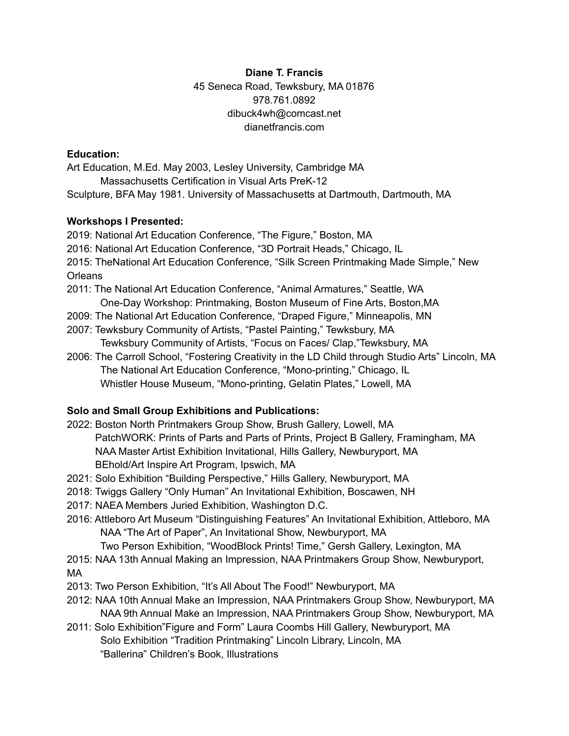**Diane T. Francis**
45 Seneca Road, Tewksbury, MA 01876
978.761.0892
dibuck4wh@comcast.net
dianetfrancis.com

**Education:**

Art Education, M.Ed. May 2003, Lesley University, Cambridge MA
Massachusetts Certification in Visual Arts PreK-12
Sculpture, BFA May 1981. University of Massachusetts at Dartmouth, Dartmouth, MA

**Workshops I Presented:**

2019: National Art Education Conference, "The Figure," Boston, MA
2016: National Art Education Conference, "3D Portrait Heads," Chicago, IL
2015: TheNational Art Education Conference, "Silk Screen Printmaking Made Simple," New Orleans
2011: The National Art Education Conference, "Animal Armatures," Seattle, WA
One-Day Workshop: Printmaking, Boston Museum of Fine Arts, Boston,MA
2009: The National Art Education Conference, "Draped Figure," Minneapolis, MN
2007: Tewksbury Community of Artists, "Pastel Painting," Tewksbury, MA
Tewksbury Community of Artists, "Focus on Faces/ Clap,"Tewksbury, MA
2006: The Carroll School, "Fostering Creativity in the LD Child through Studio Arts" Lincoln, MA
The National Art Education Conference, "Mono-printing," Chicago, IL
Whistler House Museum, "Mono-printing, Gelatin Plates," Lowell, MA

**Solo and Small Group Exhibitions and Publications:**

2022: Boston North Printmakers Group Show, Brush Gallery, Lowell, MA
PatchWORK: Prints of Parts and Parts of Prints, Project B Gallery, Framingham, MA
NAA Master Artist Exhibition Invitational, Hills Gallery, Newburyport, MA
BEhold/Art Inspire Art Program, Ipswich, MA
2021: Solo Exhibition "Building Perspective," Hills Gallery, Newburyport, MA
2018: Twiggs Gallery "Only Human" An Invitational Exhibition, Boscawen, NH
2017: NAEA Members Juried Exhibition, Washington D.C.
2016: Attleboro Art Museum "Distinguishing Features" An Invitational Exhibition, Attleboro, MA
NAA "The Art of Paper", An Invitational Show, Newburyport, MA
Two Person Exhibition, "WoodBlock Prints! Time," Gersh Gallery, Lexington, MA
2015: NAA 13th Annual Making an Impression, NAA Printmakers Group Show, Newburyport, MA
2013: Two Person Exhibition, "It's All About The Food!" Newburyport, MA
2012: NAA 10th Annual Make an Impression, NAA Printmakers Group Show, Newburyport, MA
NAA 9th Annual Make an Impression, NAA Printmakers Group Show, Newburyport, MA
2011: Solo Exhibition"Figure and Form" Laura Coombs Hill Gallery, Newburyport, MA
Solo Exhibition "Tradition Printmaking" Lincoln Library, Lincoln, MA
"Ballerina" Children's Book, Illustrations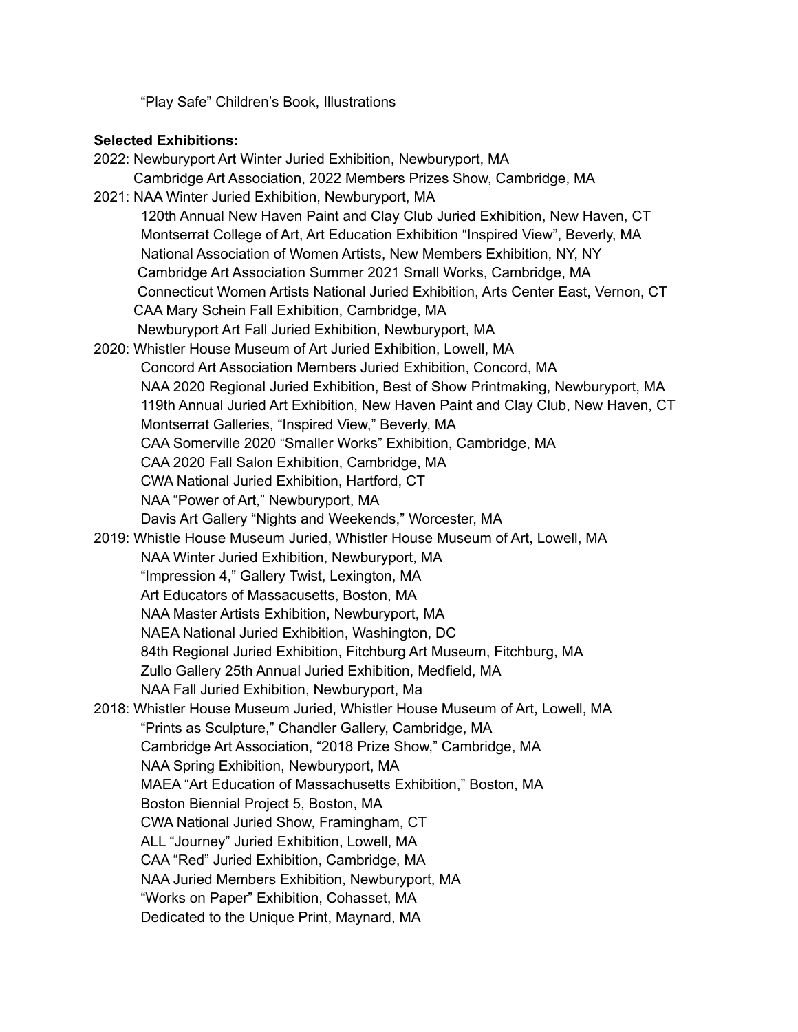"Play Safe" Children's Book, Illustrations

**Selected Exhibitions:**

2022: Newburyport Art Winter Juried Exhibition, Newburyport, MA
Cambridge Art Association, 2022 Members Prizes Show, Cambridge, MA

2021: NAA Winter Juried Exhibition, Newburyport, MA
120th Annual New Haven Paint and Clay Club Juried Exhibition, New Haven, CT
Montserrat College of Art, Art Education Exhibition "Inspired View", Beverly, MA
National Association of Women Artists, New Members Exhibition, NY, NY
Cambridge Art Association Summer 2021 Small Works, Cambridge, MA
Connecticut Women Artists National Juried Exhibition, Arts Center East, Vernon, CT
CAA Mary Schein Fall Exhibition, Cambridge, MA
Newburyport Art Fall Juried Exhibition, Newburyport, MA

2020: Whistler House Museum of Art Juried Exhibition, Lowell, MA
Concord Art Association Members Juried Exhibition, Concord, MA
NAA 2020 Regional Juried Exhibition, Best of Show Printmaking, Newburyport, MA
119th Annual Juried Art Exhibition, New Haven Paint and Clay Club, New Haven, CT
Montserrat Galleries, "Inspired View," Beverly, MA
CAA Somerville 2020 "Smaller Works" Exhibition, Cambridge, MA
CAA 2020 Fall Salon Exhibition, Cambridge, MA
CWA National Juried Exhibition, Hartford, CT
NAA "Power of Art," Newburyport, MA
Davis Art Gallery "Nights and Weekends," Worcester, MA

2019: Whistle House Museum Juried, Whistler House Museum of Art, Lowell, MA
NAA Winter Juried Exhibition, Newburyport, MA
"Impression 4," Gallery Twist, Lexington, MA
Art Educators of Massacusetts, Boston, MA
NAA Master Artists Exhibition, Newburyport, MA
NAEA National Juried Exhibition, Washington, DC
84th Regional Juried Exhibition, Fitchburg Art Museum, Fitchburg, MA
Zullo Gallery 25th Annual Juried Exhibition, Medfield, MA
NAA Fall Juried Exhibition, Newburyport, Ma

2018: Whistler House Museum Juried, Whistler House Museum of Art, Lowell, MA
"Prints as Sculpture," Chandler Gallery, Cambridge, MA
Cambridge Art Association, "2018 Prize Show," Cambridge, MA
NAA Spring Exhibition, Newburyport, MA
MAEA "Art Education of Massachusetts Exhibition," Boston, MA
Boston Biennial Project 5, Boston, MA
CWA National Juried Show, Framingham, CT
ALL "Journey" Juried Exhibition, Lowell, MA
CAA "Red" Juried Exhibition, Cambridge, MA
NAA Juried Members Exhibition, Newburyport, MA
"Works on Paper" Exhibition, Cohasset, MA
Dedicated to the Unique Print, Maynard, MA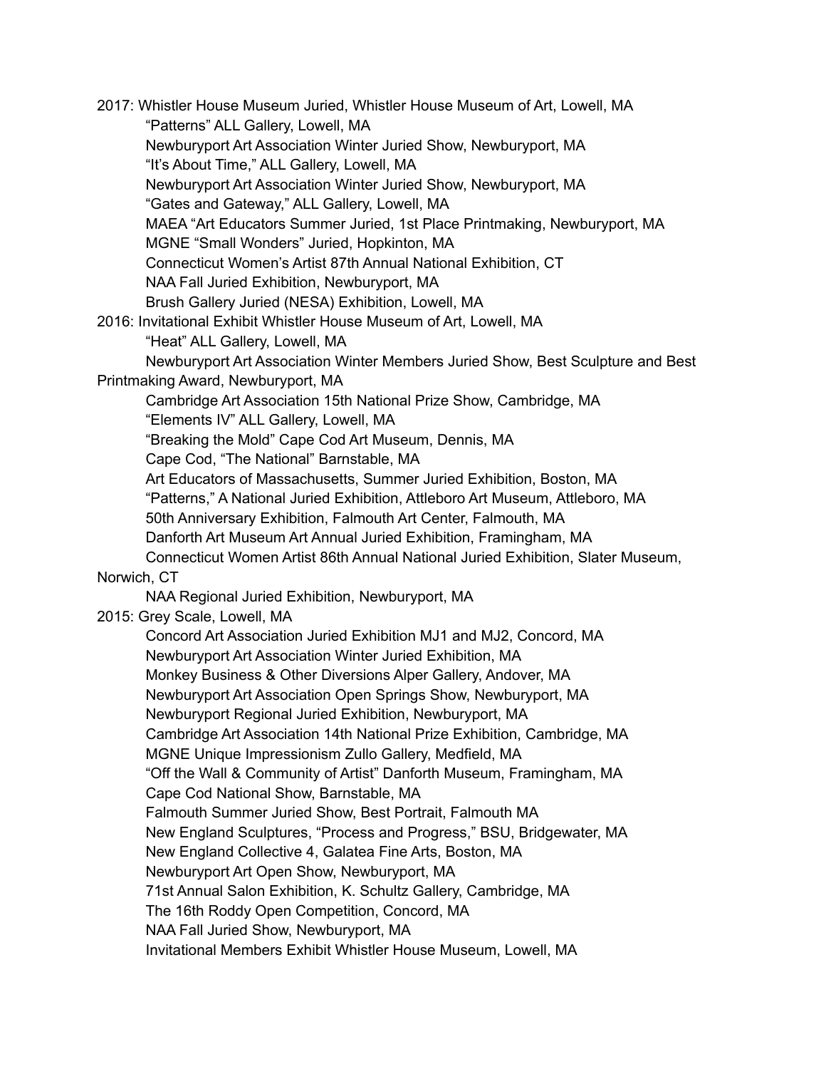2017: Whistler House Museum Juried, Whistler House Museum of Art, Lowell, MA
- "Patterns" ALL Gallery, Lowell, MA
- Newburyport Art Association Winter Juried Show, Newburyport, MA
- "It's About Time," ALL Gallery, Lowell, MA
- Newburyport Art Association Winter Juried Show, Newburyport, MA
- "Gates and Gateway," ALL Gallery, Lowell, MA
- MAEA "Art Educators Summer Juried, 1st Place Printmaking, Newburyport, MA
- MGNE "Small Wonders" Juried, Hopkinton, MA
- Connecticut Women's Artist 87th Annual National Exhibition, CT
- NAA Fall Juried Exhibition, Newburyport, MA
- Brush Gallery Juried (NESA) Exhibition, Lowell, MA

2016: Invitational Exhibit Whistler House Museum of Art, Lowell, MA
- "Heat" ALL Gallery, Lowell, MA
- Newburyport Art Association Winter Members Juried Show, Best Sculpture and Best Printmaking Award, Newburyport, MA
- Cambridge Art Association 15th National Prize Show, Cambridge, MA
- "Elements IV" ALL Gallery, Lowell, MA
- "Breaking the Mold" Cape Cod Art Museum, Dennis, MA
- Cape Cod, "The National" Barnstable, MA
- Art Educators of Massachusetts, Summer Juried Exhibition, Boston, MA
- "Patterns," A National Juried Exhibition, Attleboro Art Museum, Attleboro, MA
- 50th Anniversary Exhibition, Falmouth Art Center, Falmouth, MA
- Danforth Art Museum Art Annual Juried Exhibition, Framingham, MA
- Connecticut Women Artist 86th Annual National Juried Exhibition, Slater Museum, Norwich, CT
- NAA Regional Juried Exhibition, Newburyport, MA

2015: Grey Scale, Lowell, MA
- Concord Art Association Juried Exhibition MJ1 and MJ2, Concord, MA
- Newburyport Art Association Winter Juried Exhibition, MA
- Monkey Business & Other Diversions Alper Gallery, Andover, MA
- Newburyport Art Association Open Springs Show, Newburyport, MA
- Newburyport Regional Juried Exhibition, Newburyport, MA
- Cambridge Art Association 14th National Prize Exhibition, Cambridge, MA
- MGNE Unique Impressionism Zullo Gallery, Medfield, MA
- "Off the Wall & Community of Artist" Danforth Museum, Framingham, MA
- Cape Cod National Show, Barnstable, MA
- Falmouth Summer Juried Show, Best Portrait, Falmouth MA
- New England Sculptures, "Process and Progress," BSU, Bridgewater, MA
- New England Collective 4, Galatea Fine Arts, Boston, MA
- Newburyport Art Open Show, Newburyport, MA
- 71st Annual Salon Exhibition, K. Schultz Gallery, Cambridge, MA
- The 16th Roddy Open Competition, Concord, MA
- NAA Fall Juried Show, Newburyport, MA
- Invitational Members Exhibit Whistler House Museum, Lowell, MA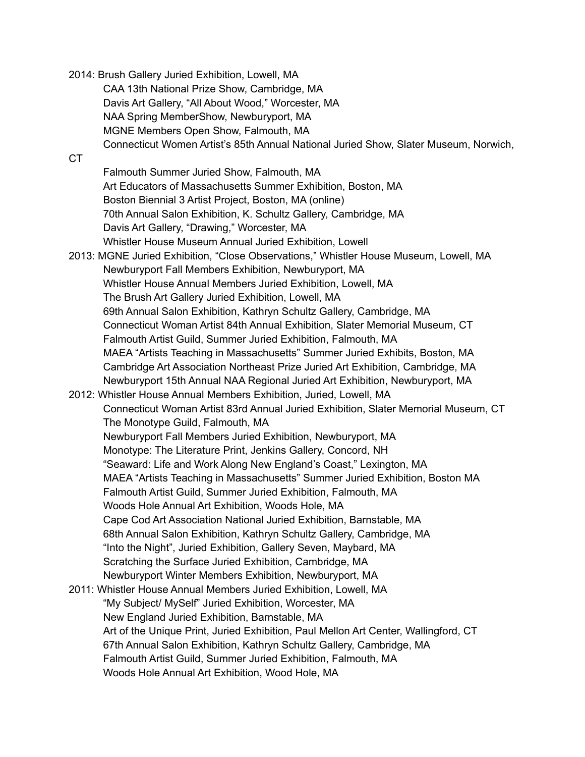2014: Brush Gallery Juried Exhibition, Lowell, MA

- CAA 13th National Prize Show, Cambridge, MA
- Davis Art Gallery, “All About Wood,” Worcester, MA
- NAA Spring MemberShow, Newburyport, MA
- MGNE Members Open Show, Falmouth, MA
- Connecticut Women Artist’s 85th Annual National Juried Show, Slater Museum, Norwich, CT
- Falmouth Summer Juried Show, Falmouth, MA
- Art Educators of Massachusetts Summer Exhibition, Boston, MA
- Boston Biennial 3 Artist Project, Boston, MA (online)
- 70th Annual Salon Exhibition, K. Schultz Gallery, Cambridge, MA
- Davis Art Gallery, “Drawing,” Worcester, MA
- Whistler House Museum Annual Juried Exhibition, Lowell

2013: MGNE Juried Exhibition, “Close Observations,” Whistler House Museum, Lowell, MA

- Newburyport Fall Members Exhibition, Newburyport, MA
- Whistler House Annual Members Juried Exhibition, Lowell, MA
- The Brush Art Gallery Juried Exhibition, Lowell, MA
- 69th Annual Salon Exhibition, Kathryn Schultz Gallery, Cambridge, MA
- Connecticut Woman Artist 84th Annual Exhibition, Slater Memorial Museum, CT
- Falmouth Artist Guild, Summer Juried Exhibition, Falmouth, MA
- MAEA “Artists Teaching in Massachusetts” Summer Juried Exhibits, Boston, MA
- Cambridge Art Association Northeast Prize Juried Art Exhibition, Cambridge, MA
- Newburyport 15th Annual NAA Regional Juried Art Exhibition, Newburyport, MA

2012: Whistler House Annual Members Exhibition, Juried, Lowell, MA

- Connecticut Woman Artist 83rd Annual Juried Exhibition, Slater Memorial Museum, CT
- The Monotype Guild, Falmouth, MA
- Newburyport Fall Members Juried Exhibition, Newburyport, MA
- Monotype: The Literature Print, Jenkins Gallery, Concord, NH
- “Seaward: Life and Work Along New England’s Coast,” Lexington, MA
- MAEA “Artists Teaching in Massachusetts” Summer Juried Exhibition, Boston MA
- Falmouth Artist Guild, Summer Juried Exhibition, Falmouth, MA
- Woods Hole Annual Art Exhibition, Woods Hole, MA
- Cape Cod Art Association National Juried Exhibition, Barnstable, MA
- 68th Annual Salon Exhibition, Kathryn Schultz Gallery, Cambridge, MA
- “Into the Night”, Juried Exhibition, Gallery Seven, Maybard, MA
- Scratching the Surface Juried Exhibition, Cambridge, MA
- Newburyport Winter Members Exhibition, Newburyport, MA

2011: Whistler House Annual Members Juried Exhibition, Lowell, MA

- “My Subject/ MySelf” Juried Exhibition, Worcester, MA
- New England Juried Exhibition, Barnstable, MA
- Art of the Unique Print, Juried Exhibition, Paul Mellon Art Center, Wallingford, CT
- 67th Annual Salon Exhibition, Kathryn Schultz Gallery, Cambridge, MA
- Falmouth Artist Guild, Summer Juried Exhibition, Falmouth, MA
- Woods Hole Annual Art Exhibition, Wood Hole, MA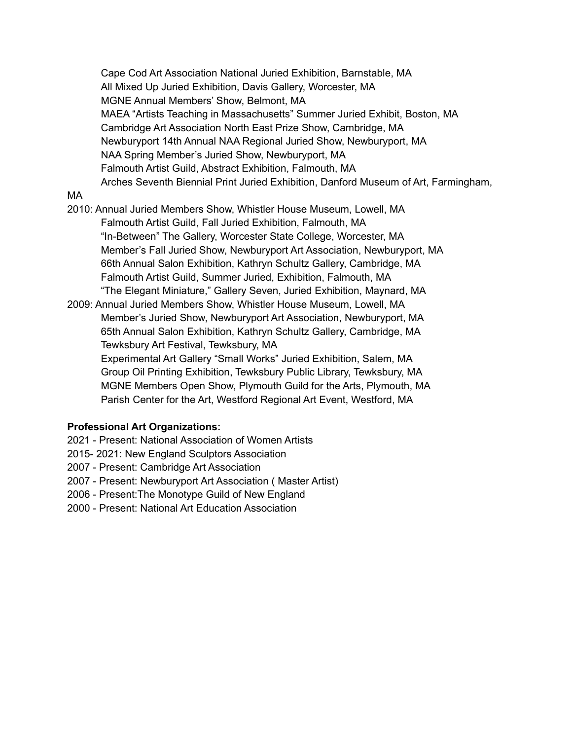Cape Cod Art Association National Juried Exhibition, Barnstable, MA
All Mixed Up Juried Exhibition, Davis Gallery, Worcester, MA
MGNE Annual Members' Show, Belmont, MA
MAEA "Artists Teaching in Massachusetts" Summer Juried Exhibit, Boston, MA
Cambridge Art Association North East Prize Show, Cambridge, MA
Newburyport 14th Annual NAA Regional Juried Show, Newburyport, MA
NAA Spring Member's Juried Show, Newburyport, MA
Falmouth Artist Guild, Abstract Exhibition, Falmouth, MA
Arches Seventh Biennial Print Juried Exhibition, Danford Museum of Art, Farmingham, MA

2010: Annual Juried Members Show, Whistler House Museum, Lowell, MA
Falmouth Artist Guild, Fall Juried Exhibition, Falmouth, MA
"In-Between" The Gallery, Worcester State College, Worcester, MA
Member's Fall Juried Show, Newburyport Art Association, Newburyport, MA
66th Annual Salon Exhibition, Kathryn Schultz Gallery, Cambridge, MA
Falmouth Artist Guild, Summer Juried, Exhibition, Falmouth, MA
"The Elegant Miniature," Gallery Seven, Juried Exhibition, Maynard, MA

2009: Annual Juried Members Show, Whistler House Museum, Lowell, MA
Member's Juried Show, Newburyport Art Association, Newburyport, MA
65th Annual Salon Exhibition, Kathryn Schultz Gallery, Cambridge, MA
Tewksbury Art Festival, Tewksbury, MA
Experimental Art Gallery "Small Works" Juried Exhibition, Salem, MA
Group Oil Printing Exhibition, Tewksbury Public Library, Tewksbury, MA
MGNE Members Open Show, Plymouth Guild for the Arts, Plymouth, MA
Parish Center for the Art, Westford Regional Art Event, Westford, MA

**Professional Art Organizations:**

2021 - Present: National Association of Women Artists
2015- 2021: New England Sculptors Association
2007 - Present: Cambridge Art Association
2007 - Present: Newburyport Art Association ( Master Artist)
2006 - Present:The Monotype Guild of New England
2000 - Present: National Art Education Association